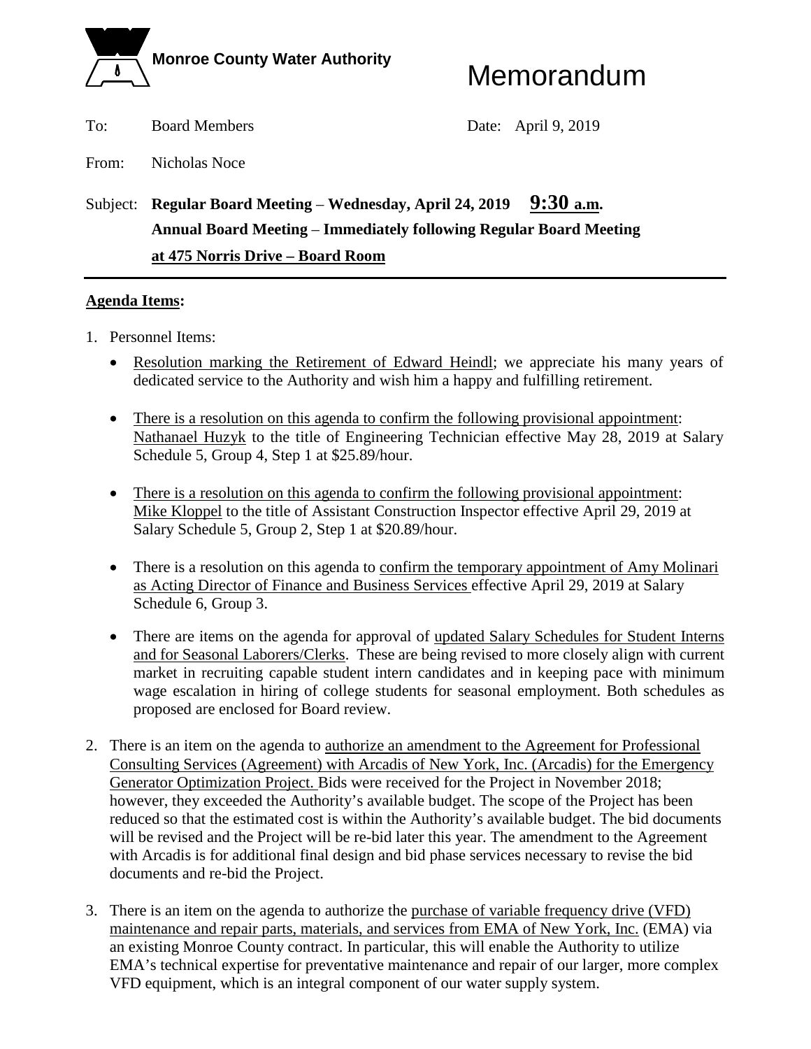**Monroe County Water Authority**

# Memorandum

To: Board Members

Date: April 9, 2019

From: Nicholas Noce

Subject: **Regular Board Meeting – Wednesday, April 24, 2019 9:30 a.m.**
**Annual Board Meeting – Immediately following Regular Board Meeting**
**at 475 Norris Drive – Board Room**

---

**Agenda Items:**

1. Personnel Items:

   - Resolution marking the Retirement of Edward Heindl; we appreciate his many years of dedicated service to the Authority and wish him a happy and fulfilling retirement.

   - There is a resolution on this agenda to confirm the following provisional appointment: Nathanael Huzyk to the title of Engineering Technician effective May 28, 2019 at Salary Schedule 5, Group 4, Step 1 at $25.89/hour.

   - There is a resolution on this agenda to confirm the following provisional appointment: Mike Kloppel to the title of Assistant Construction Inspector effective April 29, 2019 at Salary Schedule 5, Group 2, Step 1 at $20.89/hour.

   - There is a resolution on this agenda to confirm the temporary appointment of Amy Molinari as Acting Director of Finance and Business Services effective April 29, 2019 at Salary Schedule 6, Group 3.

   - There are items on the agenda for approval of updated Salary Schedules for Student Interns and for Seasonal Laborers/Clerks. These are being revised to more closely align with current market in recruiting capable student intern candidates and in keeping pace with minimum wage escalation in hiring of college students for seasonal employment. Both schedules as proposed are enclosed for Board review.

2. There is an item on the agenda to authorize an amendment to the Agreement for Professional Consulting Services (Agreement) with Arcadis of New York, Inc. (Arcadis) for the Emergency Generator Optimization Project. Bids were received for the Project in November 2018; however, they exceeded the Authority's available budget. The scope of the Project has been reduced so that the estimated cost is within the Authority's available budget. The bid documents will be revised and the Project will be re-bid later this year. The amendment to the Agreement with Arcadis is for additional final design and bid phase services necessary to revise the bid documents and re-bid the Project.

3. There is an item on the agenda to authorize the purchase of variable frequency drive (VFD) maintenance and repair parts, materials, and services from EMA of New York, Inc. (EMA) via an existing Monroe County contract. In particular, this will enable the Authority to utilize EMA's technical expertise for preventative maintenance and repair of our larger, more complex VFD equipment, which is an integral component of our water supply system.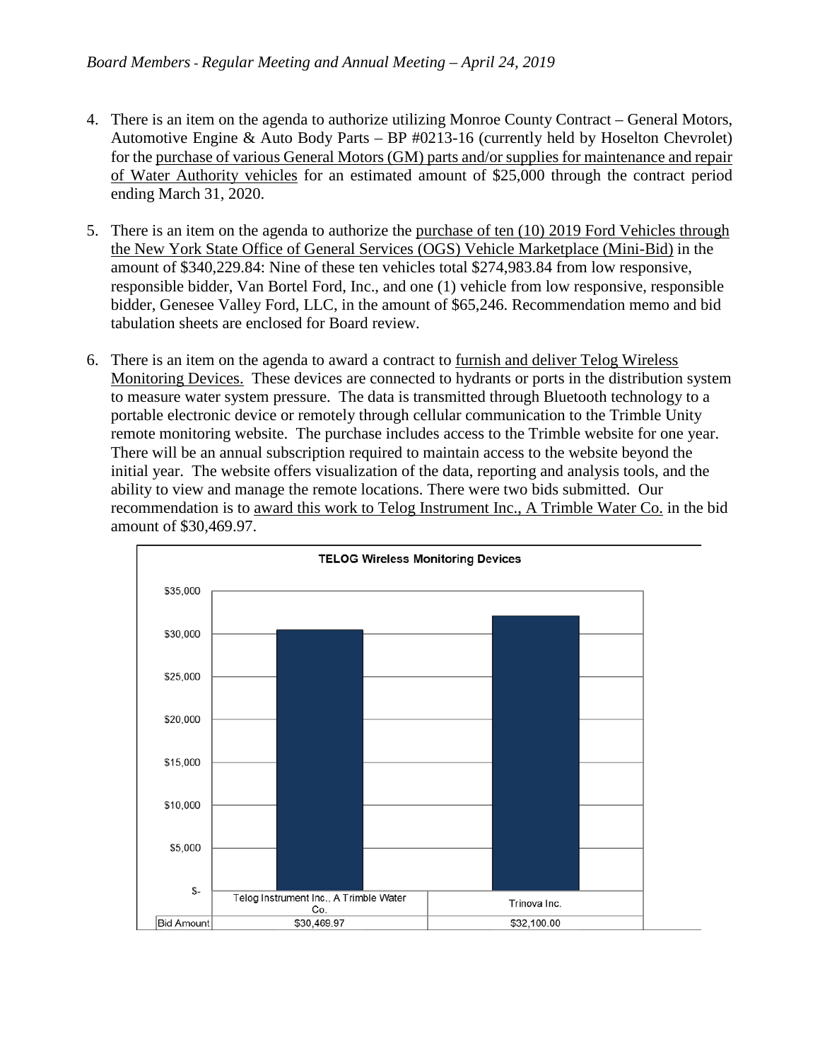4. There is an item on the agenda to authorize utilizing Monroe County Contract – General Motors, Automotive Engine & Auto Body Parts – BP #0213-16 (currently held by Hoselton Chevrolet) for the purchase of various General Motors (GM) parts and/or supplies for maintenance and repair of Water Authority vehicles for an estimated amount of $25,000 through the contract period ending March 31, 2020.

5. There is an item on the agenda to authorize the purchase of ten (10) 2019 Ford Vehicles through the New York State Office of General Services (OGS) Vehicle Marketplace (Mini-Bid) in the amount of $340,229.84: Nine of these ten vehicles total $274,983.84 from low responsive, responsible bidder, Van Bortel Ford, Inc., and one (1) vehicle from low responsive, responsible bidder, Genesee Valley Ford, LLC, in the amount of $65,246. Recommendation memo and bid tabulation sheets are enclosed for Board review.

6. There is an item on the agenda to award a contract to furnish and deliver Telog Wireless Monitoring Devices. These devices are connected to hydrants or ports in the distribution system to measure water system pressure. The data is transmitted through Bluetooth technology to a portable electronic device or remotely through cellular communication to the Trimble Unity remote monitoring website. The purchase includes access to the Trimble website for one year. There will be an annual subscription required to maintain access to the website beyond the initial year. The website offers visualization of the data, reporting and analysis tools, and the ability to view and manage the remote locations. There were two bids submitted. Our recommendation is to award this work to Telog Instrument Inc., A Trimble Water Co. in the bid amount of $30,469.97.

**TELOG Wireless Monitoring Devices**

| | Telog Instrument Inc., A Trimble Water Co. | Trinova Inc. |
|---|---|---|
| Bid Amount | $30,469.97 | $32,100.00 |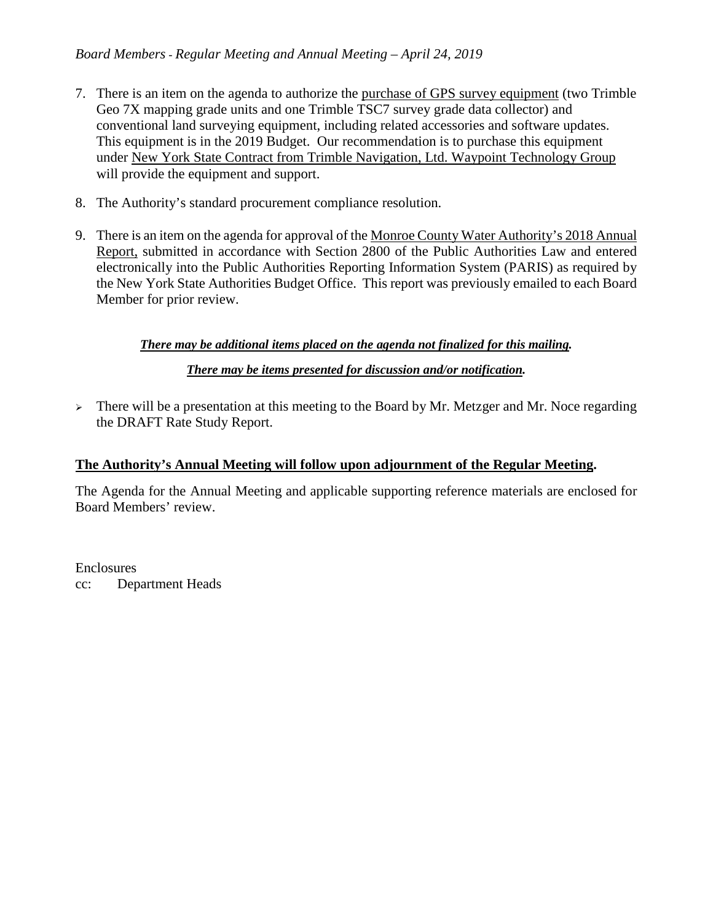7. There is an item on the agenda to authorize the purchase of GPS survey equipment (two Trimble Geo 7X mapping grade units and one Trimble TSC7 survey grade data collector) and conventional land surveying equipment, including related accessories and software updates. This equipment is in the 2019 Budget. Our recommendation is to purchase this equipment under New York State Contract from Trimble Navigation, Ltd. Waypoint Technology Group will provide the equipment and support.

8. The Authority's standard procurement compliance resolution.

9. There is an item on the agenda for approval of the Monroe County Water Authority's 2018 Annual Report, submitted in accordance with Section 2800 of the Public Authorities Law and entered electronically into the Public Authorities Reporting Information System (PARIS) as required by the New York State Authorities Budget Office. This report was previously emailed to each Board Member for prior review.

***There may be additional items placed on the agenda not finalized for this mailing.***

***There may be items presented for discussion and/or notification.***

- There will be a presentation at this meeting to the Board by Mr. Metzger and Mr. Noce regarding the DRAFT Rate Study Report.

**The Authority's Annual Meeting will follow upon adjournment of the Regular Meeting.**

The Agenda for the Annual Meeting and applicable supporting reference materials are enclosed for Board Members' review.

Enclosures
cc: Department Heads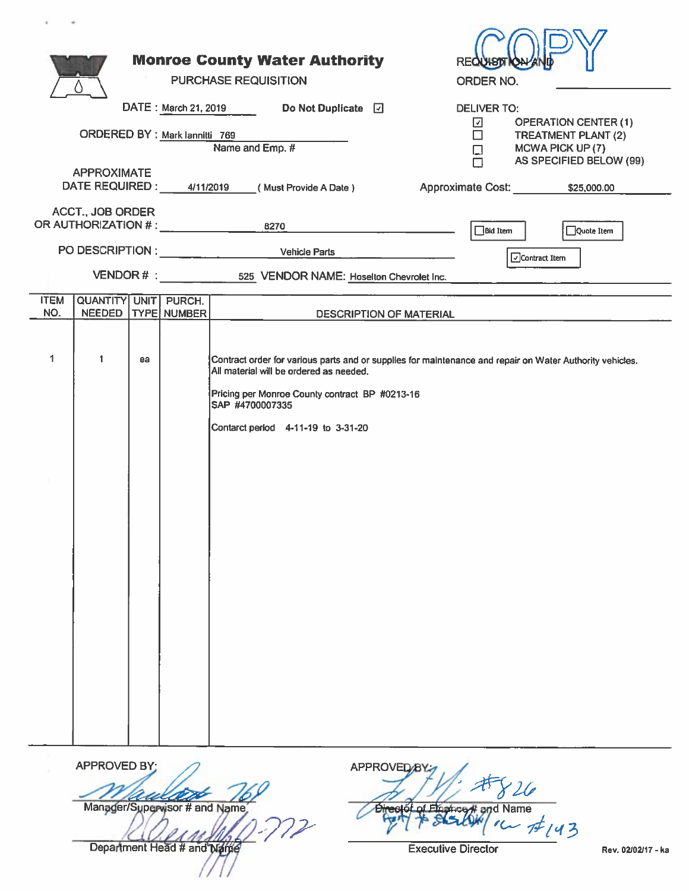# Monroe County Water Authority

## PURCHASE REQUISITION

COPY

REQUISITION AND ORDER NO. ______________

DATE : March 21, 2019 Do Not Duplicate ☑

ORDERED BY : Mark Iannitti 769
Name and Emp. #

DELIVER TO:

- ☑ OPERATION CENTER (1)
- ☐ TREATMENT PLANT (2)
- ☐ MCWA PICK UP (7)
- ☐ AS SPECIFIED BELOW (99)

APPROXIMATE DATE REQUIRED : 4/11/2019 ( Must Provide A Date )

Approximate Cost: $25,000.00

ACCT., JOB ORDER OR AUTHORIZATION # : 8270

☐ Bid Item ☐ Quote Item ☑ Contract Item

PO DESCRIPTION : Vehicle Parts

VENDOR # : 525 VENDOR NAME: Hoselton Chevrolet Inc.

| ITEM NO. | QUANTITY NEEDED | UNIT TYPE | PURCH. NUMBER | DESCRIPTION OF MATERIAL |
|---|---|---|---|---|
| 1 | 1 | ea | | Contract order for various parts and or supplies for maintenance and repair on Water Authority vehicles. All material will be ordered as needed.<br><br>Pricing per Monroe County contract BP #0213-16<br>SAP #4700007335<br><br>Contarct period 4-11-19 to 3-31-20 |

APPROVED BY: Mark 769
Manager/Supervisor # and Name

772
Department Head # and Name

APPROVED BY: #826
Director of Finance # and Name

#143
Executive Director

Rev. 02/02/17 - ka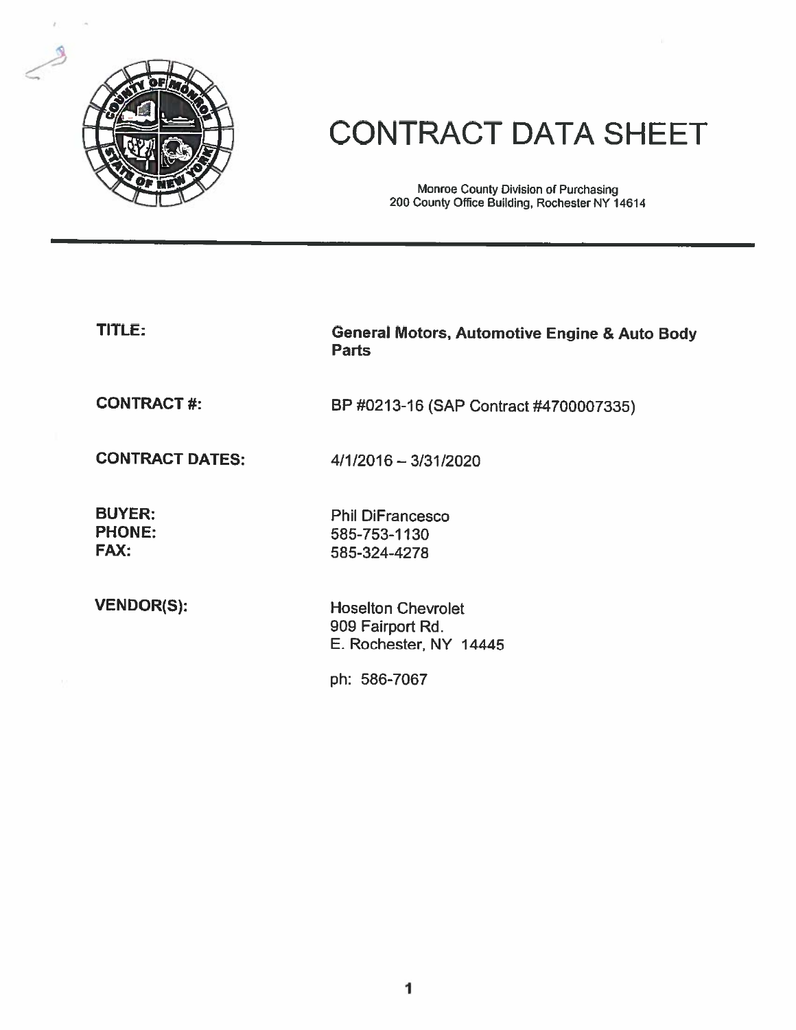# CONTRACT DATA SHEET

Monroe County Division of Purchasing
200 County Office Building, Rochester NY 14614

---

**TITLE:** **General Motors, Automotive Engine & Auto Body Parts**

**CONTRACT #:** BP #0213-16 (SAP Contract #4700007335)

**CONTRACT DATES:** 4/1/2016 – 3/31/2020

**BUYER:** Phil DiFrancesco
**PHONE:** 585-753-1130
**FAX:** 585-324-4278

**VENDOR(S):** Hoselton Chevrolet
909 Fairport Rd.
E. Rochester, NY 14445

ph: 586-7067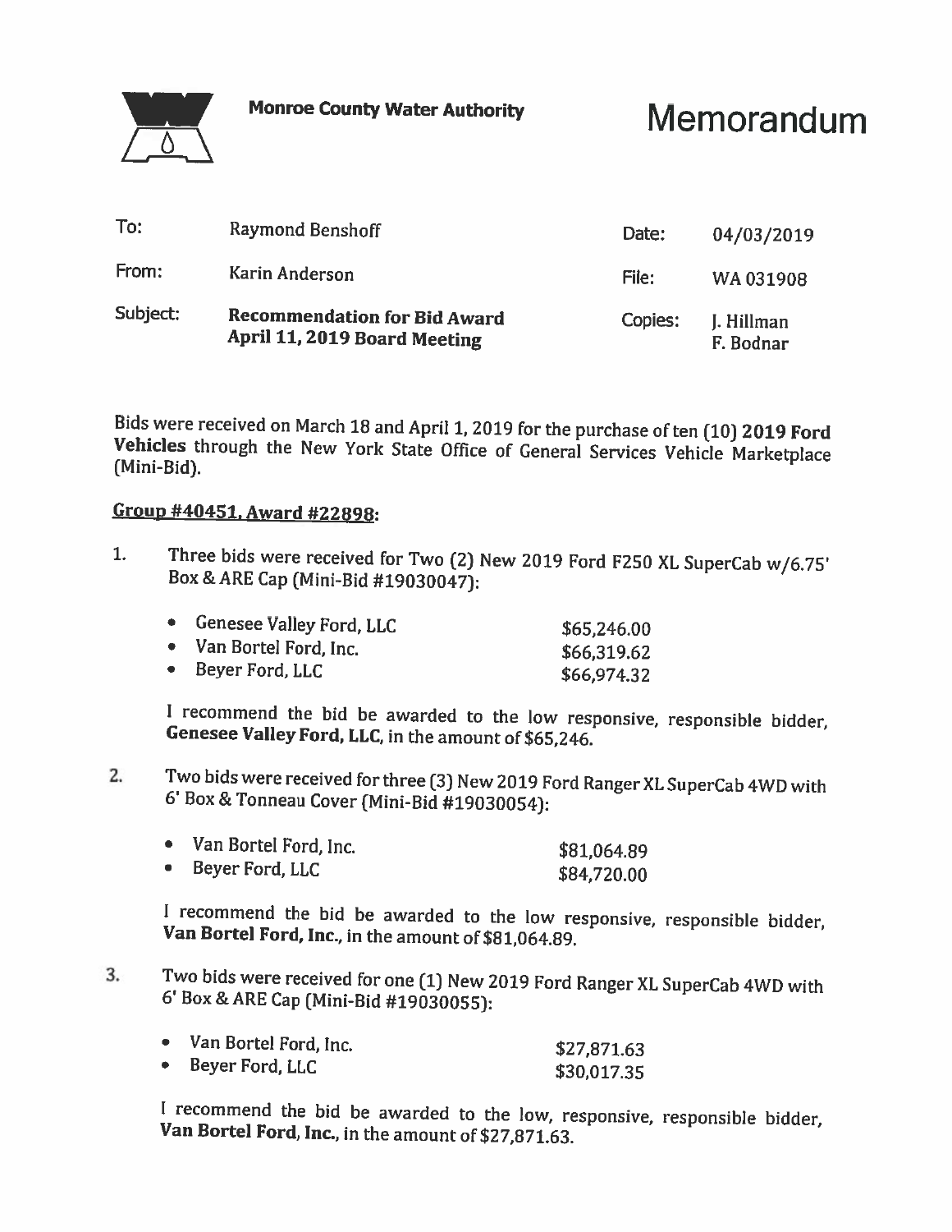**Monroe County Water Authority**

# Memorandum

| | | | |
|---|---|---|---|
| To: | Raymond Benshoff | Date: | 04/03/2019 |
| From: | Karin Anderson | File: | WA 031908 |
| Subject: | **Recommendation for Bid Award April 11, 2019 Board Meeting** | Copies: | J. Hillman F. Bodnar |

Bids were received on March 18 and April 1, 2019 for the purchase of ten (10) **2019 Ford Vehicles** through the New York State Office of General Services Vehicle Marketplace (Mini-Bid).

**Group #40451, Award #22898:**

1. Three bids were received for Two (2) New 2019 Ford F250 XL SuperCab w/6.75' Box & ARE Cap (Mini-Bid #19030047):

   - Genesee Valley Ford, LLC — $65,246.00
   - Van Bortel Ford, Inc. — $66,319.62
   - Beyer Ford, LLC — $66,974.32

   I recommend the bid be awarded to the low responsive, responsible bidder, **Genesee Valley Ford, LLC**, in the amount of $65,246.

2. Two bids were received for three (3) New 2019 Ford Ranger XL SuperCab 4WD with 6' Box & Tonneau Cover (Mini-Bid #19030054):

   - Van Bortel Ford, Inc. — $81,064.89
   - Beyer Ford, LLC — $84,720.00

   I recommend the bid be awarded to the low responsive, responsible bidder, **Van Bortel Ford, Inc.**, in the amount of $81,064.89.

3. Two bids were received for one (1) New 2019 Ford Ranger XL SuperCab 4WD with 6' Box & ARE Cap (Mini-Bid #19030055):

   - Van Bortel Ford, Inc. — $27,871.63
   - Beyer Ford, LLC — $30,017.35

   I recommend the bid be awarded to the low, responsive, responsible bidder, **Van Bortel Ford, Inc.**, in the amount of $27,871.63.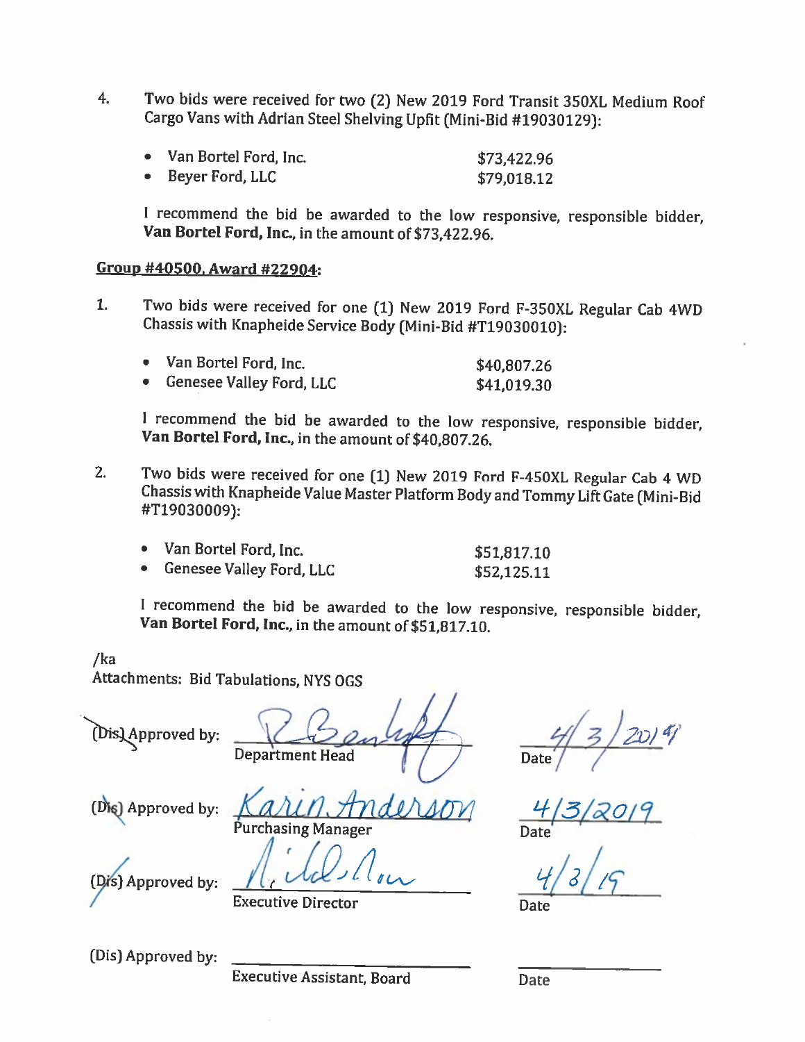4. Two bids were received for two (2) New 2019 Ford Transit 350XL Medium Roof Cargo Vans with Adrian Steel Shelving Upfit (Mini-Bid #19030129):

   - Van Bortel Ford, Inc. — $73,422.96
   - Beyer Ford, LLC — $79,018.12

   I recommend the bid be awarded to the low responsive, responsible bidder, **Van Bortel Ford, Inc.**, in the amount of $73,422.96.

**Group #40500, Award #22904:**

1. Two bids were received for one (1) New 2019 Ford F-350XL Regular Cab 4WD Chassis with Knapheide Service Body (Mini-Bid #T19030010):

   - Van Bortel Ford, Inc. — $40,807.26
   - Genesee Valley Ford, LLC — $41,019.30

   I recommend the bid be awarded to the low responsive, responsible bidder, **Van Bortel Ford, Inc.**, in the amount of $40,807.26.

2. Two bids were received for one (1) New 2019 Ford F-450XL Regular Cab 4 WD Chassis with Knapheide Value Master Platform Body and Tommy Lift Gate (Mini-Bid #T19030009):

   - Van Bortel Ford, Inc. — $51,817.10
   - Genesee Valley Ford, LLC — $52,125.11

   I recommend the bid be awarded to the low responsive, responsible bidder, **Van Bortel Ford, Inc.**, in the amount of $51,817.10.

/ka

Attachments: Bid Tabulations, NYS OGS

| | | |
|---|---|---|
| (Dis) Approved by: | [signature] Department Head | 4/3/2019 Date |
| (Dis) Approved by: | Karin Anderson Purchasing Manager | 4/3/2019 Date |
| (Dis) Approved by: | [signature] Executive Director | 4/3/19 Date |
| (Dis) Approved by: | Executive Assistant, Board | Date |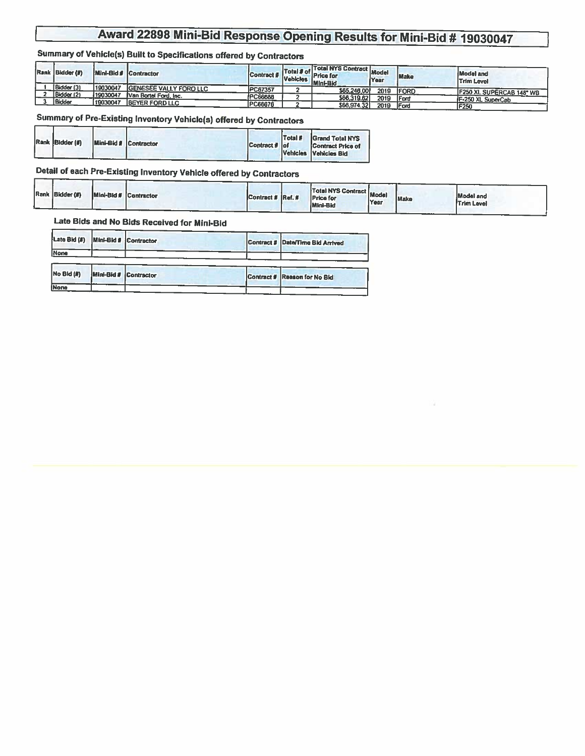# Award 22898 Mini-Bid Response Opening Results for Mini-Bid # 19030047

## Summary of Vehicle(s) Built to Specifications offered by Contractors

| Rank | Bidder (#) | Mini-Bid # | Contractor | Contract # | Total # of Vehicles | Total NYS Contract Price for Mini-Bid | Model Year | Make | Model and Trim Level |
|---|---|---|---|---|---|---|---|---|---|
| 1 | Bidder (3) | 19030047 | GENESEE VALLY FORD LLC | PC67357 | 2 | $65,246.00 | 2019 | FORD | F250 XL SUPERCAB 148" WB |
| 2 | Bidder (2) | 19030047 | Van Bortel Ford, Inc. | PC66688 | 2 | $66,319.62 | 2019 | Ford | F-250 XL SuperCab |
| 3 | Bidder | 19030047 | BEYER FORD LLC | PC66676 | 2 | $66,974.32 | 2019 | Ford | F250 |

## Summary of Pre-Existing Inventory Vehicle(s) offered by Contractors

| Rank | Bidder (#) | Mini-Bid # | Contractor | Contract # | Total # of Vehicles | Grand Total NYS Contract Price of Vehicles Bid |
|---|---|---|---|---|---|---|

## Detail of each Pre-Existing Inventory Vehicle offered by Contractors

| Rank | Bidder (#) | Mini-Bid # | Contractor | Contract # | Ref. # | Total NYS Contract Price for Mini-Bid | Model Year | Make | Model and Trim Level |
|---|---|---|---|---|---|---|---|---|---|

## Late Bids and No Bids Received for Mini-Bid

| Late Bid (#) | Mini-Bid # | Contractor | Contract # | Date/Time Bid Arrived |
|---|---|---|---|---|
| None | | | | |

| No Bid (#) | Mini-Bid # | Contractor | Contract # | Reason for No Bid |
|---|---|---|---|---|
| None | | | | |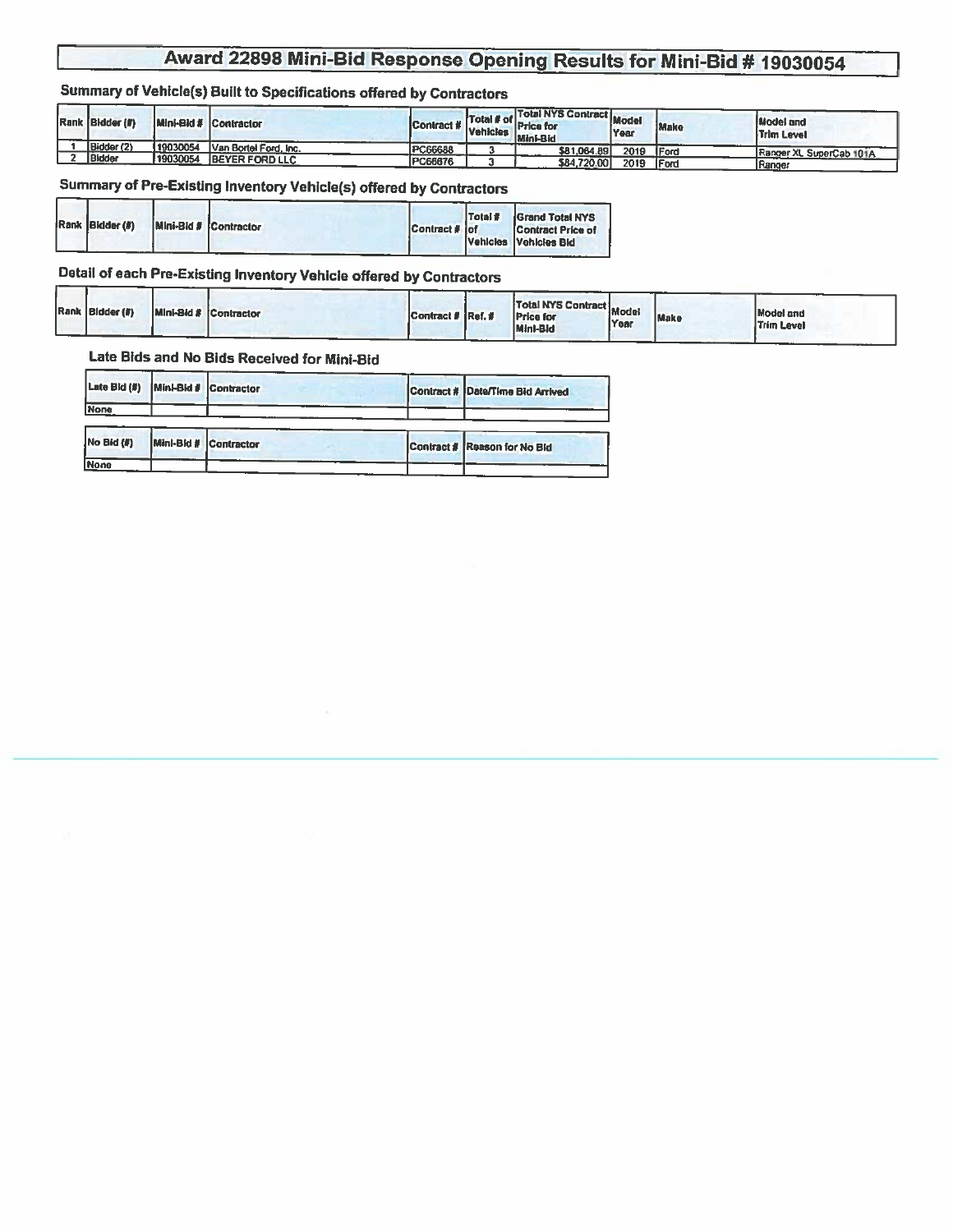# Award 22898 Mini-Bid Response Opening Results for Mini-Bid # 19030054

## Summary of Vehicle(s) Built to Specifications offered by Contractors

| Rank | Bidder (#) | Mini-Bid # | Contractor | Contract # | Total # of Vehicles | Total NYS Contract Price for Mini-Bid | Model Year | Make | Model and Trim Level |
|---|---|---|---|---|---|---|---|---|---|
| 1 | Bidder (2) | 19030054 | Van Bortel Ford, Inc. | PC66688 | 3 | $81,064.89 | 2019 | Ford | Ranger XL SuperCab 101A |
| 2 | Bidder | 19030054 | BEYER FORD LLC | PC66676 | 3 | $84,720.00 | 2019 | Ford | Ranger |

## Summary of Pre-Existing Inventory Vehicle(s) offered by Contractors

| Rank | Bidder (#) | Mini-Bid # | Contractor | Contract # | Total # of Vehicles | Grand Total NYS Contract Price of Vehicles Bid |
|---|---|---|---|---|---|---|

## Detail of each Pre-Existing Inventory Vehicle offered by Contractors

| Rank | Bidder (#) | Mini-Bid # | Contractor | Contract # | Ref. # | Total NYS Contract Price for Mini-Bid | Model Year | Make | Model and Trim Level |
|---|---|---|---|---|---|---|---|---|---|

### Late Bids and No Bids Received for Mini-Bid

| Late Bid (#) | Mini-Bid # | Contractor | Contract # | Date/Time Bid Arrived |
|---|---|---|---|---|
| None | | | | |

| No Bid (#) | Mini-Bid # | Contractor | Contract # | Reason for No Bid |
|---|---|---|---|---|
| None | | | | |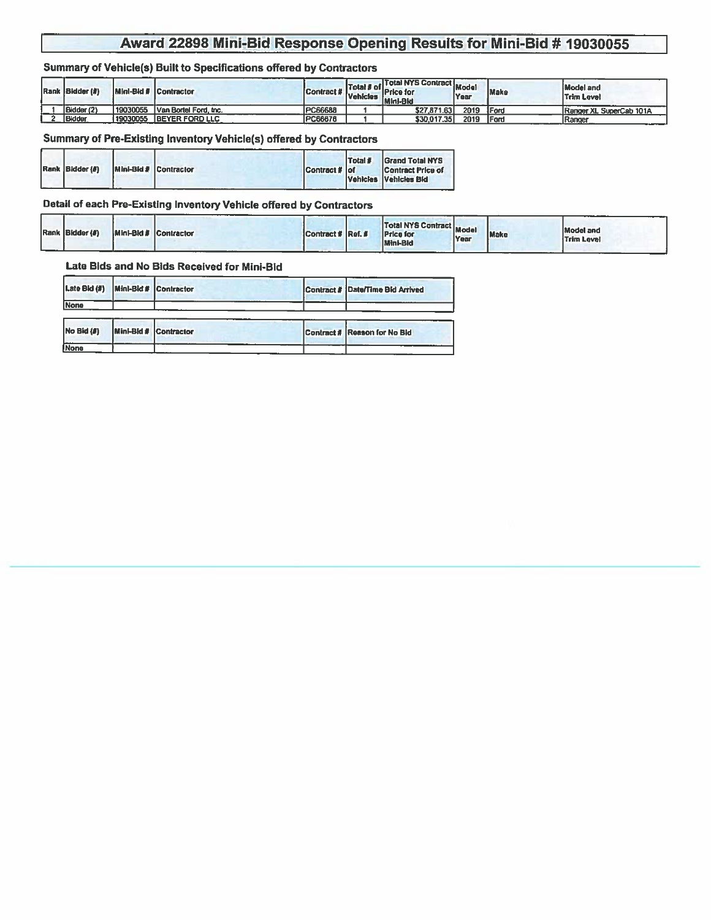# Award 22898 Mini-Bid Response Opening Results for Mini-Bid # 19030055

## Summary of Vehicle(s) Built to Specifications offered by Contractors

| Rank | Bidder (#) | Mini-Bid # | Contractor | Contract # | Total # of Vehicles | Total NYS Contract Price for Mini-Bid | Model Year | Make | Model and Trim Level |
|---|---|---|---|---|---|---|---|---|---|
| 1 | Bidder (2) | 19030055 | Van Bortel Ford, Inc. | PC66688 | 1 | $27,871.63 | 2019 | Ford | Ranger XL SuperCab 101A |
| 2 | Bidder | 19030055 | BEYER FORD LLC | PC66676 | 1 | $30,017.35 | 2019 | Ford | Ranger |

## Summary of Pre-Existing Inventory Vehicle(s) offered by Contractors

| Rank | Bidder (#) | Mini-Bid # | Contractor | Contract # | Total # of Vehicles | Grand Total NYS Contract Price of Vehicles Bid |
|---|---|---|---|---|---|---|

## Detail of each Pre-Existing Inventory Vehicle offered by Contractors

| Rank | Bidder (#) | Mini-Bid # | Contractor | Contract # | Ref. # | Total NYS Contract Price for Mini-Bid | Model Year | Make | Model and Trim Level |
|---|---|---|---|---|---|---|---|---|---|

### Late Bids and No Bids Received for Mini-Bid

| Late Bid (#) | Mini-Bid # | Contractor | Contract # | Date/Time Bid Arrived |
|---|---|---|---|---|
| None | | | | |

| No Bid (#) | Mini-Bid # | Contractor | Contract # | Reason for No Bid |
|---|---|---|---|---|
| None | | | | |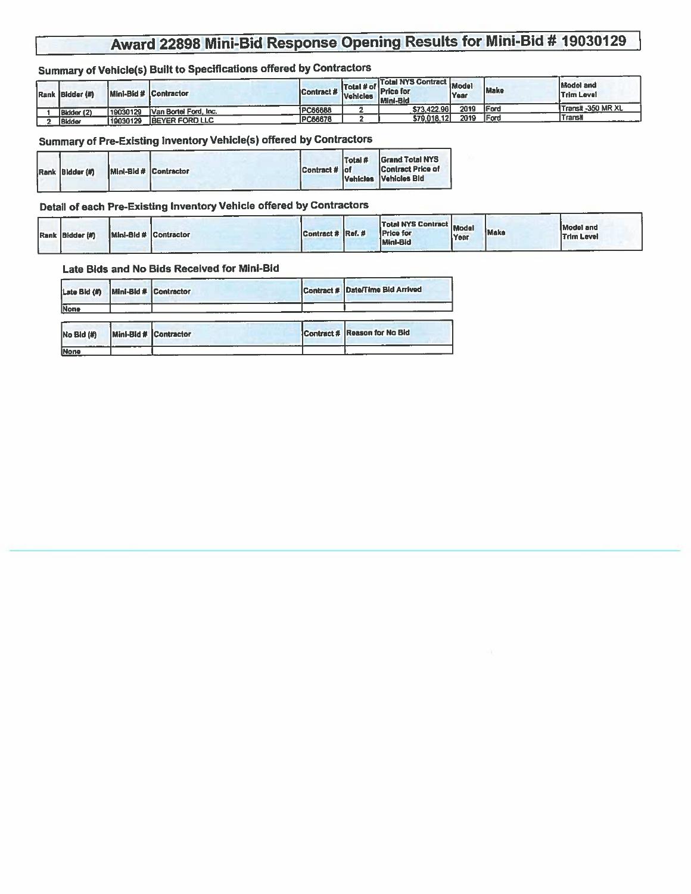# Award 22898 Mini-Bid Response Opening Results for Mini-Bid # 19030129

## Summary of Vehicle(s) Built to Specifications offered by Contractors

| Rank | Bidder (#) | Mini-Bid # | Contractor | Contract # | Total # of Vehicles | Total NYS Contract Price for Mini-Bid | Model Year | Make | Model and Trim Level |
|---|---|---|---|---|---|---|---|---|---|
| 1 | Bidder (2) | 19030129 | Van Bortel Ford, Inc. | PC66888 | 2 | $73,422.96 | 2019 | Ford | Transit -350 MR XL |
| 2 | Bidder | 19030129 | BEYER FORD LLC | PC66678 | 2 | $79,018.12 | 2019 | Ford | Transit |

## Summary of Pre-Existing Inventory Vehicle(s) offered by Contractors

| Rank | Bidder (#) | Mini-Bid # | Contractor | Contract # | Total # of Vehicles | Grand Total NYS Contract Price of Vehicles Bid |
|---|---|---|---|---|---|---|

## Detail of each Pre-Existing Inventory Vehicle offered by Contractors

| Rank | Bidder (#) | Mini-Bid # | Contractor | Contract # | Ref. # | Total NYS Contract Price for Mini-Bid | Model Year | Make | Model and Trim Level |
|---|---|---|---|---|---|---|---|---|---|

### Late Bids and No Bids Received for Mini-Bid

| Late Bid (#) | Mini-Bid # | Contractor | Contract # | Date/Time Bid Arrived |
|---|---|---|---|---|
| None | | | | |

| No Bid (#) | Mini-Bid # | Contractor | Contract # | Reason for No Bid |
|---|---|---|---|---|
| None | | | | |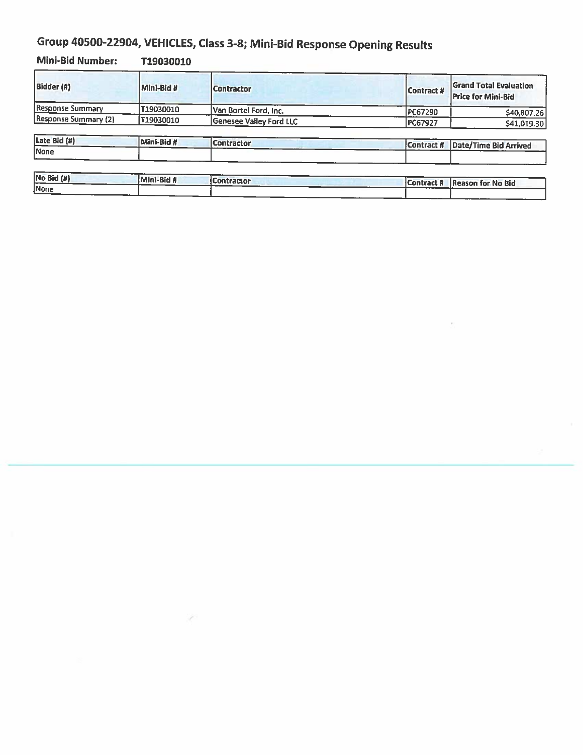# Group 40500-22904, VEHICLES, Class 3-8; Mini-Bid Response Opening Results

**Mini-Bid Number:** T19030010

| Bidder (#) | Mini-Bid # | Contractor | Contract # | Grand Total Evaluation Price for Mini-Bid |
|---|---|---|---|---|
| Response Summary | T19030010 | Van Bortel Ford, Inc. | PC67290 | $40,807.26 |
| Response Summary (2) | T19030010 | Genesee Valley Ford LLC | PC67927 | $41,019.30 |

| Late Bid (#) | Mini-Bid # | Contractor | Contract # | Date/Time Bid Arrived |
|---|---|---|---|---|
| None | | | | |

| No Bid (#) | Mini-Bid # | Contractor | Contract # | Reason for No Bid |
|---|---|---|---|---|
| None | | | | |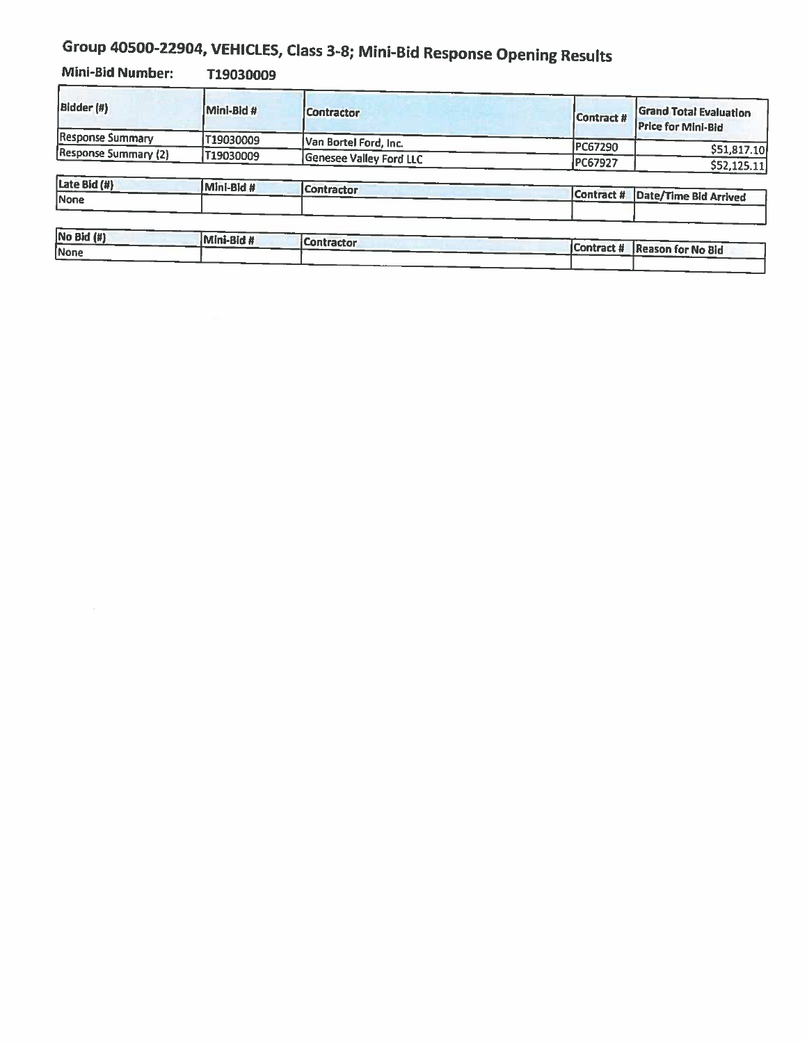# Group 40500-22904, VEHICLES, Class 3-8; Mini-Bid Response Opening Results

**Mini-Bid Number:** T19030009

| Bidder (#) | Mini-Bid # | Contractor | Contract # | Grand Total Evaluation Price for Mini-Bid |
|---|---|---|---|---|
| Response Summary | T19030009 | Van Bortel Ford, Inc. | PC67290 | $51,817.10 |
| Response Summary (2) | T19030009 | Genesee Valley Ford LLC | PC67927 | $52,125.11 |

| Late Bid (#) | Mini-Bid # | Contractor | Contract # | Date/Time Bid Arrived |
|---|---|---|---|---|
| None | | | | |

| No Bid (#) | Mini-Bid # | Contractor | Contract # | Reason for No Bid |
|---|---|---|---|---|
| None | | | | |